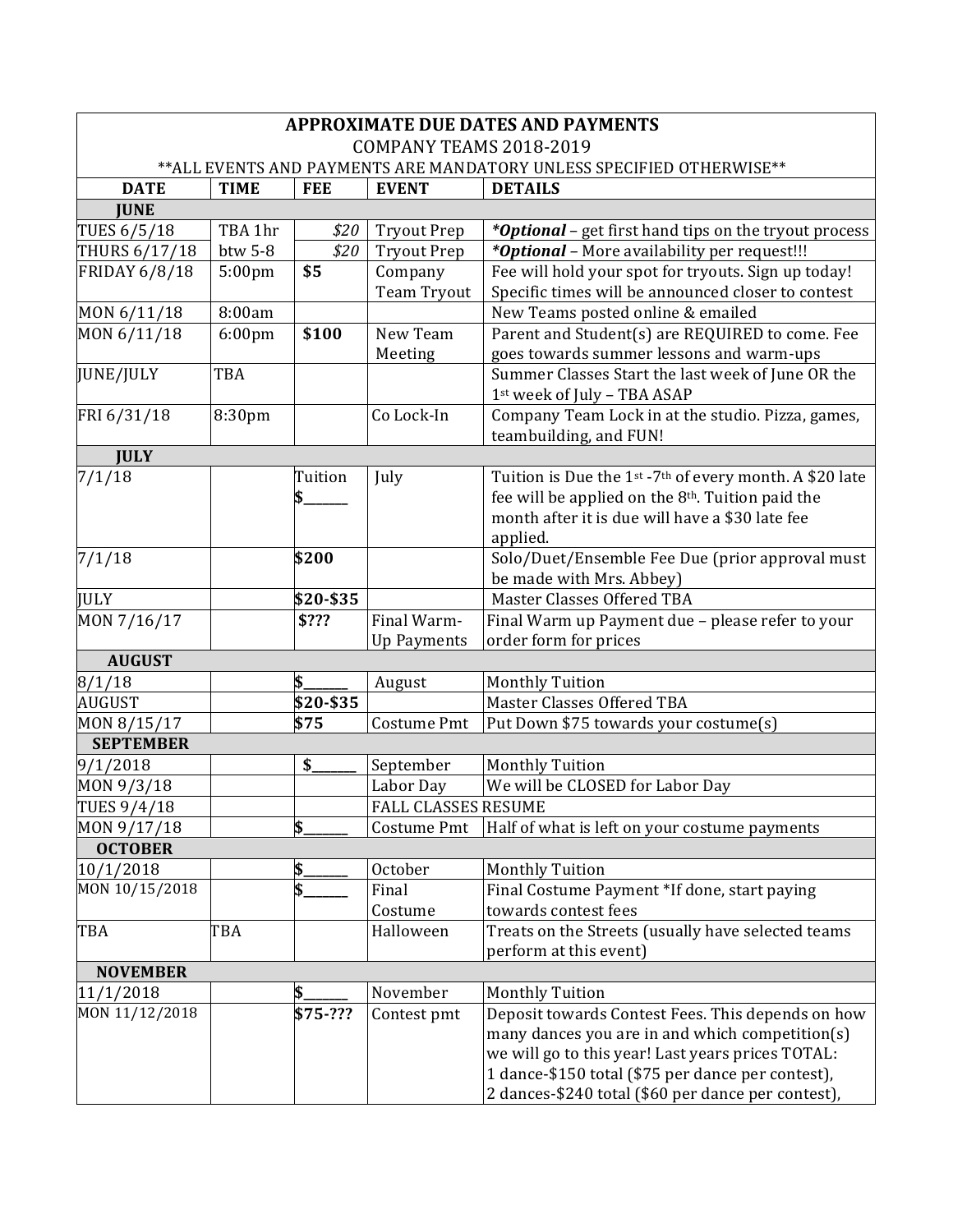| APPROXIMATE DUE DATES AND PAYMENTS<br>COMPANY TEAMS 2018-2019<br>**ALL EVENTS AND PAYMENTS ARE MANDATORY UNLESS SPECIFIED OTHERWISE** | | | | |
|---|---|---|---|---|
| **DATE** | **TIME** | **FEE** | **EVENT** | **DETAILS** |
| **JUNE** | | | | |
| TUES 6/5/18 | TBA 1hr | *$20* | Tryout Prep | ***\*Optional*** – get first hand tips on the tryout process |
| THURS 6/17/18 | btw 5-8 | *$20* | Tryout Prep | ***\*Optional*** – More availability per request!!! |
| FRIDAY 6/8/18 | 5:00pm | **$5** | Company Team Tryout | Fee will hold your spot for tryouts. Sign up today! Specific times will be announced closer to contest |
| MON 6/11/18 | 8:00am | | | New Teams posted online & emailed |
| MON 6/11/18 | 6:00pm | **$100** | New Team Meeting | Parent and Student(s) are REQUIRED to come. Fee goes towards summer lessons and warm-ups |
| JUNE/JULY | TBA | | | Summer Classes Start the last week of June OR the 1st week of July – TBA ASAP |
| FRI 6/31/18 | 8:30pm | | Co Lock-In | Company Team Lock in at the studio. Pizza, games, teambuilding, and FUN! |
| **JULY** | | | | |
| 7/1/18 | | Tuition $______ | July | Tuition is Due the 1st -7th of every month. A $20 late fee will be applied on the 8th. Tuition paid the month after it is due will have a $30 late fee applied. |
| 7/1/18 | | **$200** | | Solo/Duet/Ensemble Fee Due (prior approval must be made with Mrs. Abbey) |
| JULY | | **$20-$35** | | Master Classes Offered TBA |
| MON 7/16/17 | | **$???** | Final Warm-Up Payments | Final Warm up Payment due – please refer to your order form for prices |
| **AUGUST** | | | | |
| 8/1/18 | | **$______** | August | Monthly Tuition |
| AUGUST | | **$20-$35** | | Master Classes Offered TBA |
| MON 8/15/17 | | **$75** | Costume Pmt | Put Down $75 towards your costume(s) |
| **SEPTEMBER** | | | | |
| 9/1/2018 | | **$______** | September | Monthly Tuition |
| MON 9/3/18 | | | Labor Day | We will be CLOSED for Labor Day |
| TUES 9/4/18 | | | FALL CLASSES RESUME | |
| MON 9/17/18 | | **$______** | Costume Pmt | Half of what is left on your costume payments |
| **OCTOBER** | | | | |
| 10/1/2018 | | **$______** | October | Monthly Tuition |
| MON 10/15/2018 | | **$______** | Final Costume | Final Costume Payment *If done, start paying towards contest fees |
| TBA | TBA | | Halloween | Treats on the Streets (usually have selected teams perform at this event) |
| **NOVEMBER** | | | | |
| 11/1/2018 | | **$______** | November | Monthly Tuition |
| MON 11/12/2018 | | **$75-???** | Contest pmt | Deposit towards Contest Fees. This depends on how many dances you are in and which competition(s) we will go to this year! Last years prices TOTAL:<br>1 dance-$150 total ($75 per dance per contest),<br>2 dances-$240 total ($60 per dance per contest), |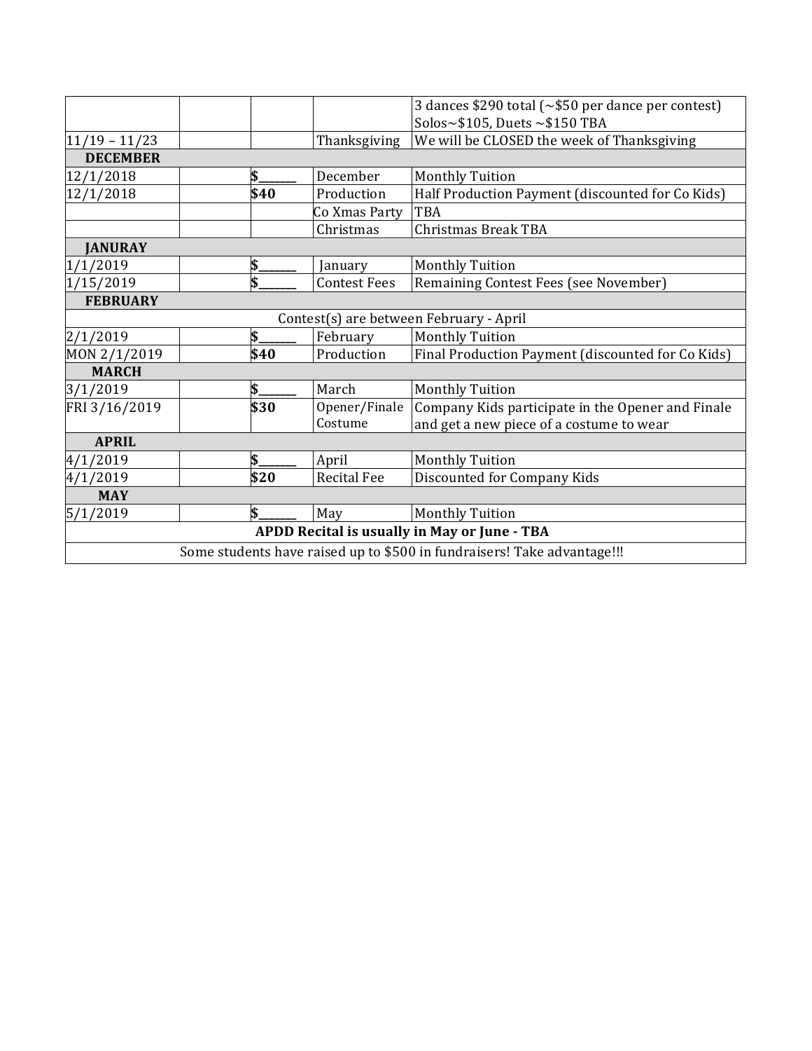| | | | | |
|---|---|---|---|---|
| | | | | 3 dances $290 total (~$50 per dance per contest) Solos~$105, Duets ~$150 TBA |
| 11/19 – 11/23 | | | Thanksgiving | We will be CLOSED the week of Thanksgiving |
| **DECEMBER** | | | | |
| 12/1/2018 | | **$\_\_\_\_\_\_** | December | Monthly Tuition |
| 12/1/2018 | | **$40** | Production | Half Production Payment (discounted for Co Kids) |
| | | | Co Xmas Party | TBA |
| | | | Christmas | Christmas Break TBA |
| **JANURAY** | | | | |
| 1/1/2019 | | **$\_\_\_\_\_\_** | January | Monthly Tuition |
| 1/15/2019 | | **$\_\_\_\_\_\_** | Contest Fees | Remaining Contest Fees (see November) |
| **FEBRUARY** | | | | |
| Contest(s) are between February - April | | | | |
| 2/1/2019 | | **$\_\_\_\_\_\_** | February | Monthly Tuition |
| MON 2/1/2019 | | **$40** | Production | Final Production Payment (discounted for Co Kids) |
| **MARCH** | | | | |
| 3/1/2019 | | **$\_\_\_\_\_\_** | March | Monthly Tuition |
| FRI 3/16/2019 | | **$30** | Opener/Finale Costume | Company Kids participate in the Opener and Finale and get a new piece of a costume to wear |
| **APRIL** | | | | |
| 4/1/2019 | | **$\_\_\_\_\_\_** | April | Monthly Tuition |
| 4/1/2019 | | **$20** | Recital Fee | Discounted for Company Kids |
| **MAY** | | | | |
| 5/1/2019 | | **$\_\_\_\_\_\_** | May | Monthly Tuition |
| **APDD Recital is usually in May or June - TBA** | | | | |
| Some students have raised up to $500 in fundraisers! Take advantage!!! | | | | |